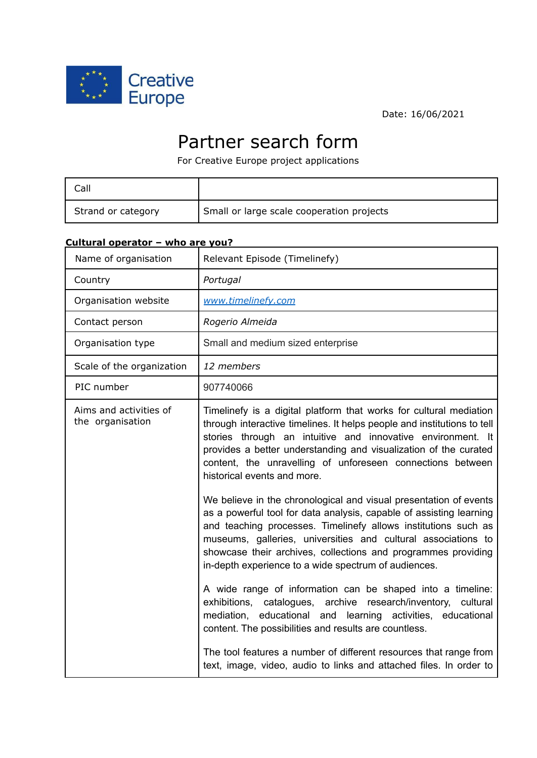Creative Europe

Date: 16/06/2021

# Partner search form

For Creative Europe project applications

| Call | |
|---|---|
| Strand or category | Small or large scale cooperation projects |

**Cultural operator – who are you?**

| Name of organisation | Relevant Episode (Timelinefy) |
|---|---|
| Country | *Portugal* |
| Organisation website | *www.timelinefy.com* |
| Contact person | *Rogerio Almeida* |
| Organisation type | Small and medium sized enterprise |
| Scale of the organization | *12 members* |
| PIC number | 907740066 |
| Aims and activities of the organisation | Timelinefy is a digital platform that works for cultural mediation through interactive timelines. It helps people and institutions to tell stories through an intuitive and innovative environment. It provides a better understanding and visualization of the curated content, the unravelling of unforeseen connections between historical events and more.<br><br>We believe in the chronological and visual presentation of events as a powerful tool for data analysis, capable of assisting learning and teaching processes. Timelinefy allows institutions such as museums, galleries, universities and cultural associations to showcase their archives, collections and programmes providing in-depth experience to a wide spectrum of audiences.<br><br>A wide range of information can be shaped into a timeline: exhibitions, catalogues, archive research/inventory, cultural mediation, educational and learning activities, educational content. The possibilities and results are countless.<br><br>The tool features a number of different resources that range from text, image, video, audio to links and attached files. In order to |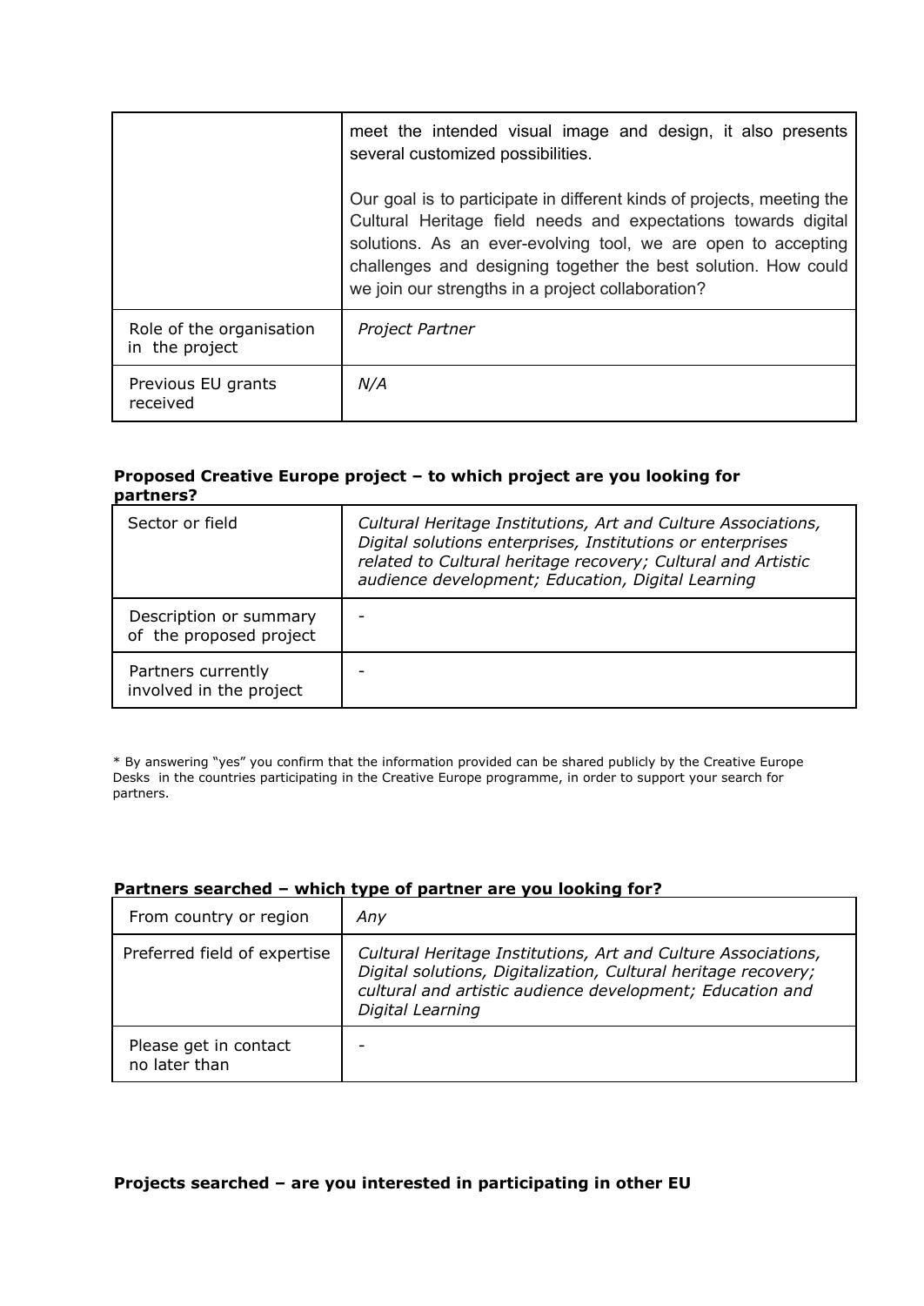| | |
|---|---|
| | meet the intended visual image and design, it also presents several customized possibilities.<br><br>Our goal is to participate in different kinds of projects, meeting the Cultural Heritage field needs and expectations towards digital solutions. As an ever-evolving tool, we are open to accepting challenges and designing together the best solution. How could we join our strengths in a project collaboration? |
| Role of the organisation in the project | *Project Partner* |
| Previous EU grants received | *N/A* |

**Proposed Creative Europe project – to which project are you looking for partners?**

| | |
|---|---|
| Sector or field | *Cultural Heritage Institutions, Art and Culture Associations, Digital solutions enterprises, Institutions or enterprises related to Cultural heritage recovery; Cultural and Artistic audience development; Education, Digital Learning* |
| Description or summary of the proposed project | - |
| Partners currently involved in the project | - |

* By answering "yes" you confirm that the information provided can be shared publicly by the Creative Europe Desks in the countries participating in the Creative Europe programme, in order to support your search for partners.

**Partners searched – which type of partner are you looking for?**

| | |
|---|---|
| From country or region | *Any* |
| Preferred field of expertise | *Cultural Heritage Institutions, Art and Culture Associations, Digital solutions, Digitalization, Cultural heritage recovery; cultural and artistic audience development; Education and Digital Learning* |
| Please get in contact no later than | - |

**Projects searched – are you interested in participating in other EU**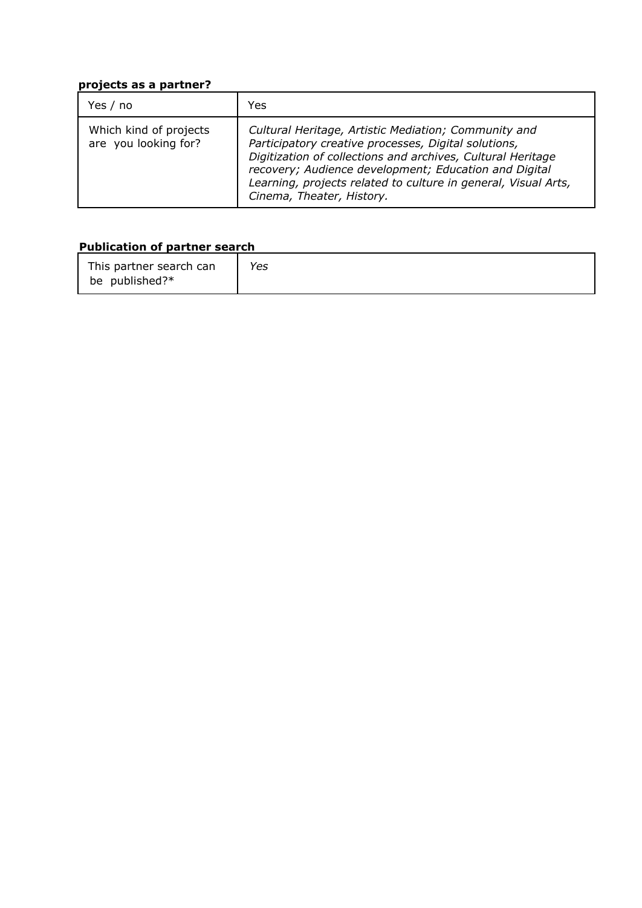**projects as a partner?**

| | |
|---|---|
| Yes / no | Yes |
| Which kind of projects are you looking for? | *Cultural Heritage, Artistic Mediation; Community and Participatory creative processes, Digital solutions, Digitization of collections and archives, Cultural Heritage recovery; Audience development; Education and Digital Learning, projects related to culture in general, Visual Arts, Cinema, Theater, History.* |

**Publication of partner search**

| | |
|---|---|
| This partner search can be published?* | *Yes* |